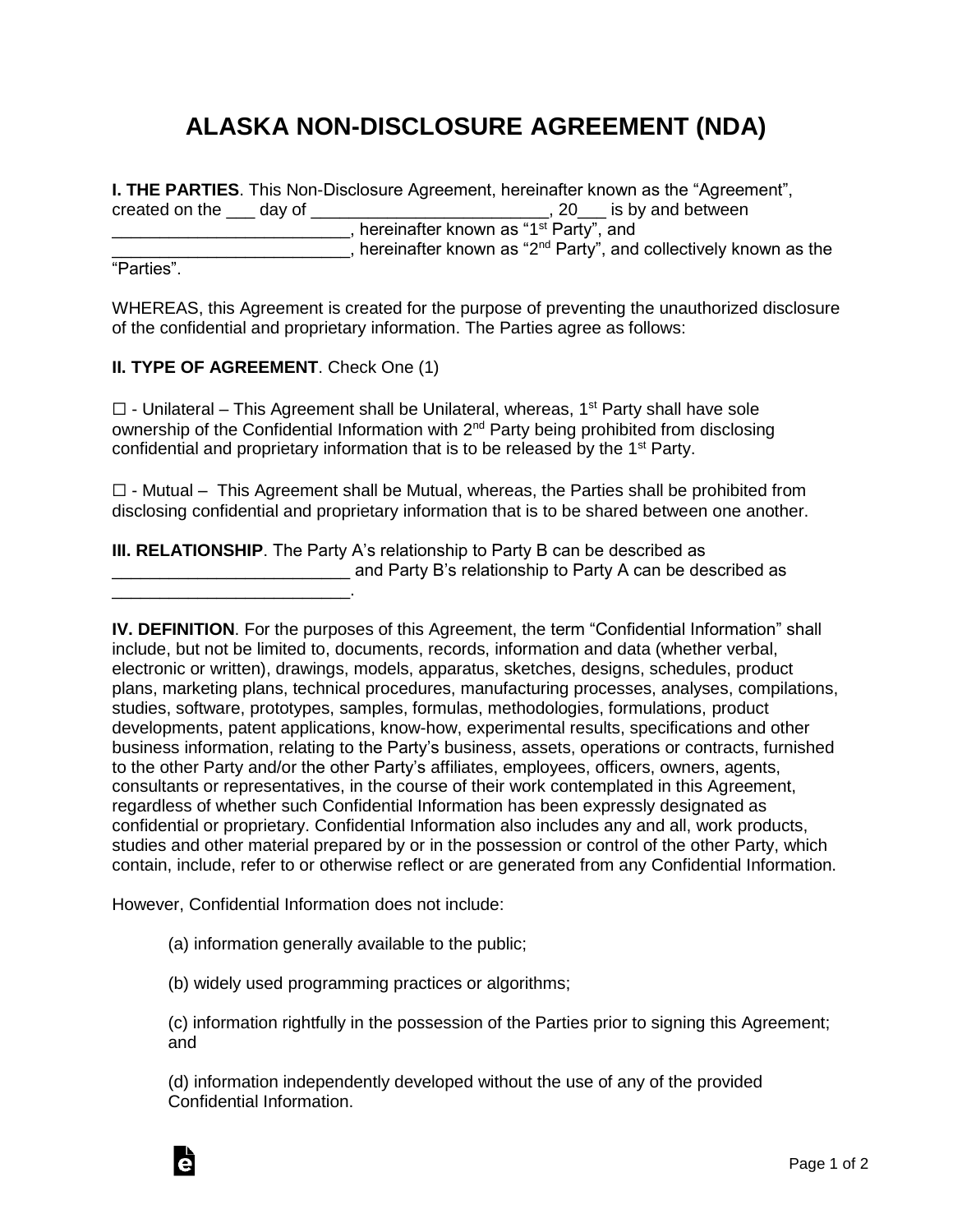# ALASKA NON-DISCLOSURE AGREEMENT (NDA)

**I. THE PARTIES**. This Non-Disclosure Agreement, hereinafter known as the "Agreement", created on the ___ day of _________________________, 20___ is by and between _________________________, hereinafter known as "1st Party", and _________________________, hereinafter known as "2nd Party", and collectively known as the "Parties".

WHEREAS, this Agreement is created for the purpose of preventing the unauthorized disclosure of the confidential and proprietary information. The Parties agree as follows:

**II. TYPE OF AGREEMENT**. Check One (1)

☐ - Unilateral – This Agreement shall be Unilateral, whereas, 1st Party shall have sole ownership of the Confidential Information with 2nd Party being prohibited from disclosing confidential and proprietary information that is to be released by the 1st Party.

☐ - Mutual – This Agreement shall be Mutual, whereas, the Parties shall be prohibited from disclosing confidential and proprietary information that is to be shared between one another.

**III. RELATIONSHIP**. The Party A's relationship to Party B can be described as _________________________ and Party B's relationship to Party A can be described as _________________________.

**IV. DEFINITION**. For the purposes of this Agreement, the term "Confidential Information" shall include, but not be limited to, documents, records, information and data (whether verbal, electronic or written), drawings, models, apparatus, sketches, designs, schedules, product plans, marketing plans, technical procedures, manufacturing processes, analyses, compilations, studies, software, prototypes, samples, formulas, methodologies, formulations, product developments, patent applications, know-how, experimental results, specifications and other business information, relating to the Party's business, assets, operations or contracts, furnished to the other Party and/or the other Party's affiliates, employees, officers, owners, agents, consultants or representatives, in the course of their work contemplated in this Agreement, regardless of whether such Confidential Information has been expressly designated as confidential or proprietary. Confidential Information also includes any and all, work products, studies and other material prepared by or in the possession or control of the other Party, which contain, include, refer to or otherwise reflect or are generated from any Confidential Information.

However, Confidential Information does not include:

(a) information generally available to the public;

(b) widely used programming practices or algorithms;

(c) information rightfully in the possession of the Parties prior to signing this Agreement; and

(d) information independently developed without the use of any of the provided Confidential Information.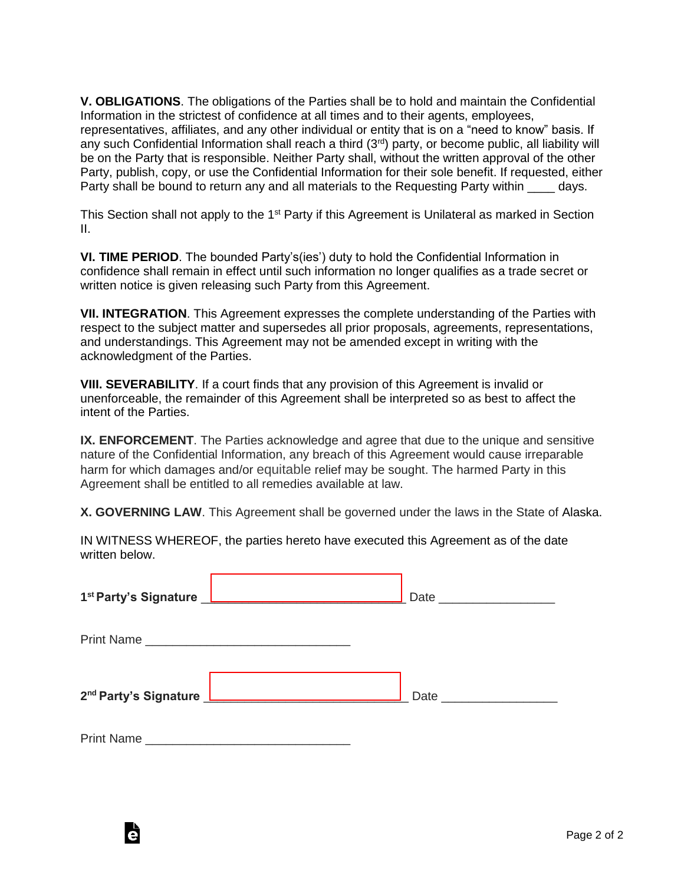**V. OBLIGATIONS**. The obligations of the Parties shall be to hold and maintain the Confidential Information in the strictest of confidence at all times and to their agents, employees, representatives, affiliates, and any other individual or entity that is on a "need to know" basis. If any such Confidential Information shall reach a third (3rd) party, or become public, all liability will be on the Party that is responsible. Neither Party shall, without the written approval of the other Party, publish, copy, or use the Confidential Information for their sole benefit. If requested, either Party shall be bound to return any and all materials to the Requesting Party within ____ days.

This Section shall not apply to the 1st Party if this Agreement is Unilateral as marked in Section II.

**VI. TIME PERIOD**. The bounded Party's(ies') duty to hold the Confidential Information in confidence shall remain in effect until such information no longer qualifies as a trade secret or written notice is given releasing such Party from this Agreement.

**VII. INTEGRATION**. This Agreement expresses the complete understanding of the Parties with respect to the subject matter and supersedes all prior proposals, agreements, representations, and understandings. This Agreement may not be amended except in writing with the acknowledgment of the Parties.

**VIII. SEVERABILITY**. If a court finds that any provision of this Agreement is invalid or unenforceable, the remainder of this Agreement shall be interpreted so as best to affect the intent of the Parties.

**IX. ENFORCEMENT**. The Parties acknowledge and agree that due to the unique and sensitive nature of the Confidential Information, any breach of this Agreement would cause irreparable harm for which damages and/or equitable relief may be sought. The harmed Party in this Agreement shall be entitled to all remedies available at law.

**X. GOVERNING LAW**. This Agreement shall be governed under the laws in the State of Alaska.

IN WITNESS WHEREOF, the parties hereto have executed this Agreement as of the date written below.

**1st Party's Signature** ________________________________ Date ________________

Print Name ________________________________

**2nd Party's Signature** ________________________________ Date ________________

Print Name ________________________________